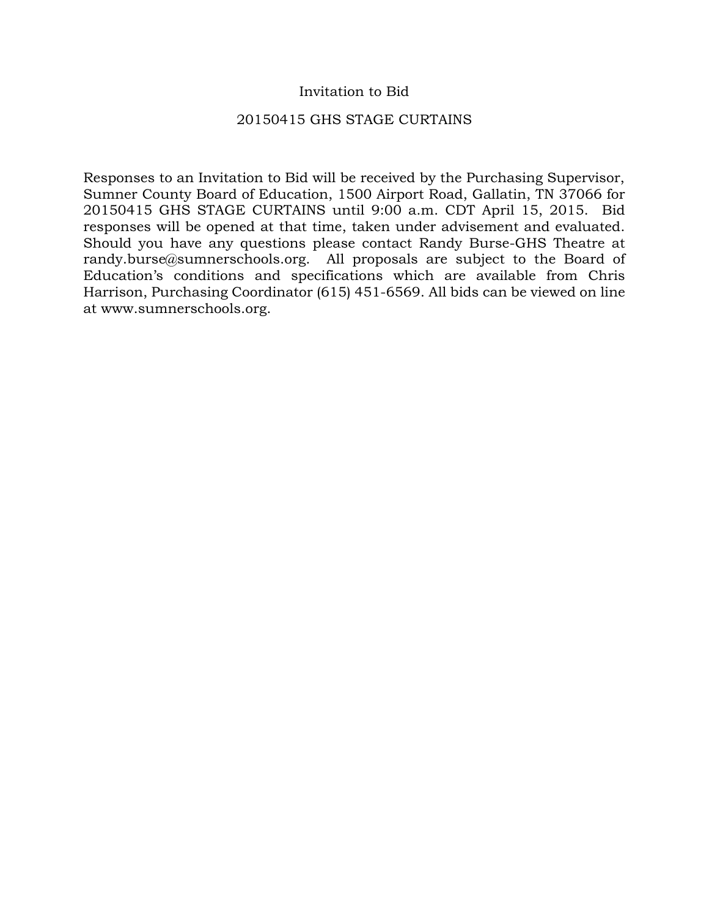# Invitation to Bid

## 20150415 GHS STAGE CURTAINS

Responses to an Invitation to Bid will be received by the Purchasing Supervisor, Sumner County Board of Education, 1500 Airport Road, Gallatin, TN 37066 for 20150415 GHS STAGE CURTAINS until 9:00 a.m. CDT April 15, 2015. Bid responses will be opened at that time, taken under advisement and evaluated. Should you have any questions please contact Randy Burse-GHS Theatre at randy.burse@sumnerschools.org. All proposals are subject to the Board of Education's conditions and specifications which are available from Chris Harrison, Purchasing Coordinator (615) 451-6569. All bids can be viewed on line at www.sumnerschools.org.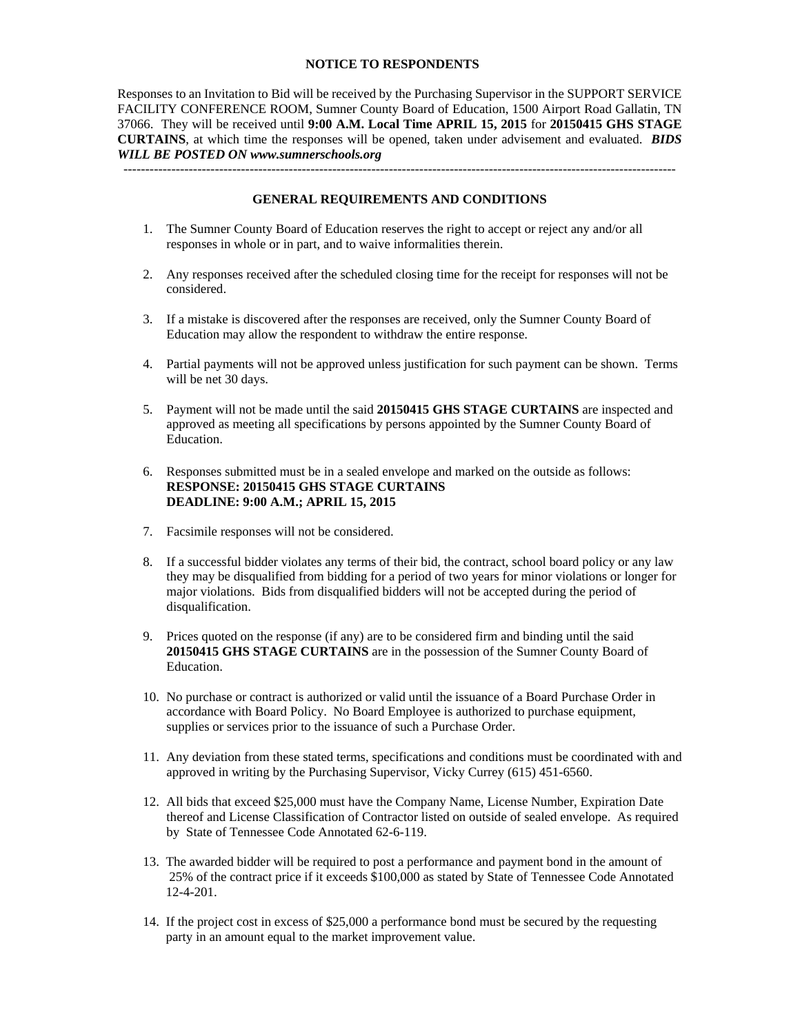## NOTICE TO RESPONDENTS

Responses to an Invitation to Bid will be received by the Purchasing Supervisor in the SUPPORT SERVICE FACILITY CONFERENCE ROOM, Sumner County Board of Education, 1500 Airport Road Gallatin, TN 37066. They will be received until **9:00 A.M. Local Time APRIL 15, 2015** for **20150415 GHS STAGE CURTAINS**, at which time the responses will be opened, taken under advisement and evaluated. ***BIDS WILL BE POSTED ON www.sumnerschools.org***

---

## GENERAL REQUIREMENTS AND CONDITIONS

1. The Sumner County Board of Education reserves the right to accept or reject any and/or all responses in whole or in part, and to waive informalities therein.

2. Any responses received after the scheduled closing time for the receipt for responses will not be considered.

3. If a mistake is discovered after the responses are received, only the Sumner County Board of Education may allow the respondent to withdraw the entire response.

4. Partial payments will not be approved unless justification for such payment can be shown. Terms will be net 30 days.

5. Payment will not be made until the said **20150415 GHS STAGE CURTAINS** are inspected and approved as meeting all specifications by persons appointed by the Sumner County Board of Education.

6. Responses submitted must be in a sealed envelope and marked on the outside as follows:
   **RESPONSE: 20150415 GHS STAGE CURTAINS**
   **DEADLINE: 9:00 A.M.; APRIL 15, 2015**

7. Facsimile responses will not be considered.

8. If a successful bidder violates any terms of their bid, the contract, school board policy or any law they may be disqualified from bidding for a period of two years for minor violations or longer for major violations. Bids from disqualified bidders will not be accepted during the period of disqualification.

9. Prices quoted on the response (if any) are to be considered firm and binding until the said **20150415 GHS STAGE CURTAINS** are in the possession of the Sumner County Board of Education.

10. No purchase or contract is authorized or valid until the issuance of a Board Purchase Order in accordance with Board Policy. No Board Employee is authorized to purchase equipment, supplies or services prior to the issuance of such a Purchase Order.

11. Any deviation from these stated terms, specifications and conditions must be coordinated with and approved in writing by the Purchasing Supervisor, Vicky Currey (615) 451-6560.

12. All bids that exceed $25,000 must have the Company Name, License Number, Expiration Date thereof and License Classification of Contractor listed on outside of sealed envelope. As required by State of Tennessee Code Annotated 62-6-119.

13. The awarded bidder will be required to post a performance and payment bond in the amount of 25% of the contract price if it exceeds $100,000 as stated by State of Tennessee Code Annotated 12-4-201.

14. If the project cost in excess of $25,000 a performance bond must be secured by the requesting party in an amount equal to the market improvement value.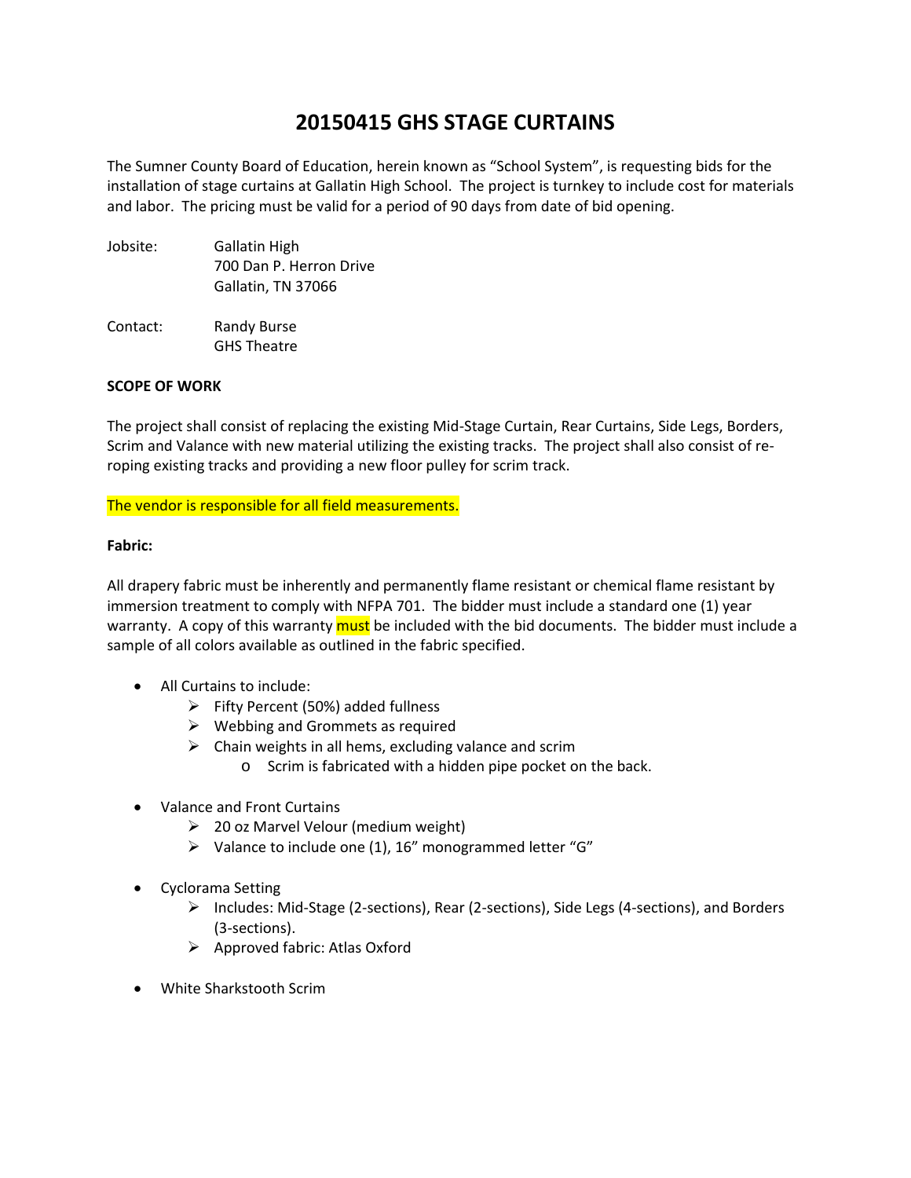# 20150415 GHS STAGE CURTAINS

The Sumner County Board of Education, herein known as "School System", is requesting bids for the installation of stage curtains at Gallatin High School. The project is turnkey to include cost for materials and labor. The pricing must be valid for a period of 90 days from date of bid opening.

Jobsite: Gallatin High
700 Dan P. Herron Drive
Gallatin, TN 37066

Contact: Randy Burse
GHS Theatre

**SCOPE OF WORK**

The project shall consist of replacing the existing Mid-Stage Curtain, Rear Curtains, Side Legs, Borders, Scrim and Valance with new material utilizing the existing tracks. The project shall also consist of re-roping existing tracks and providing a new floor pulley for scrim track.

The vendor is responsible for all field measurements.

**Fabric:**

All drapery fabric must be inherently and permanently flame resistant or chemical flame resistant by immersion treatment to comply with NFPA 701. The bidder must include a standard one (1) year warranty. A copy of this warranty must be included with the bid documents. The bidder must include a sample of all colors available as outlined in the fabric specified.

- All Curtains to include:
  - Fifty Percent (50%) added fullness
  - Webbing and Grommets as required
  - Chain weights in all hems, excluding valance and scrim
    - Scrim is fabricated with a hidden pipe pocket on the back.

- Valance and Front Curtains
  - 20 oz Marvel Velour (medium weight)
  - Valance to include one (1), 16" monogrammed letter "G"

- Cyclorama Setting
  - Includes: Mid-Stage (2-sections), Rear (2-sections), Side Legs (4-sections), and Borders (3-sections).
  - Approved fabric: Atlas Oxford

- White Sharkstooth Scrim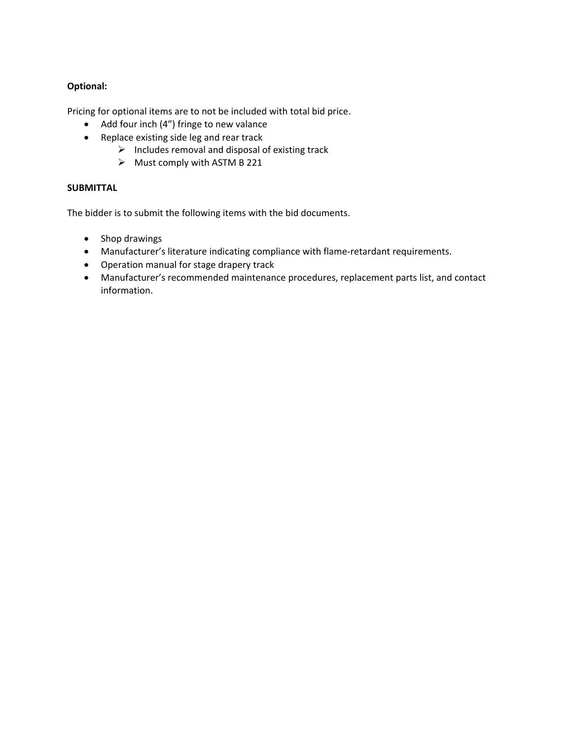**Optional:**

Pricing for optional items are to not be included with total bid price.

- Add four inch (4") fringe to new valance
- Replace existing side leg and rear track
  - Includes removal and disposal of existing track
  - Must comply with ASTM B 221

**SUBMITTAL**

The bidder is to submit the following items with the bid documents.

- Shop drawings
- Manufacturer's literature indicating compliance with flame-retardant requirements.
- Operation manual for stage drapery track
- Manufacturer's recommended maintenance procedures, replacement parts list, and contact information.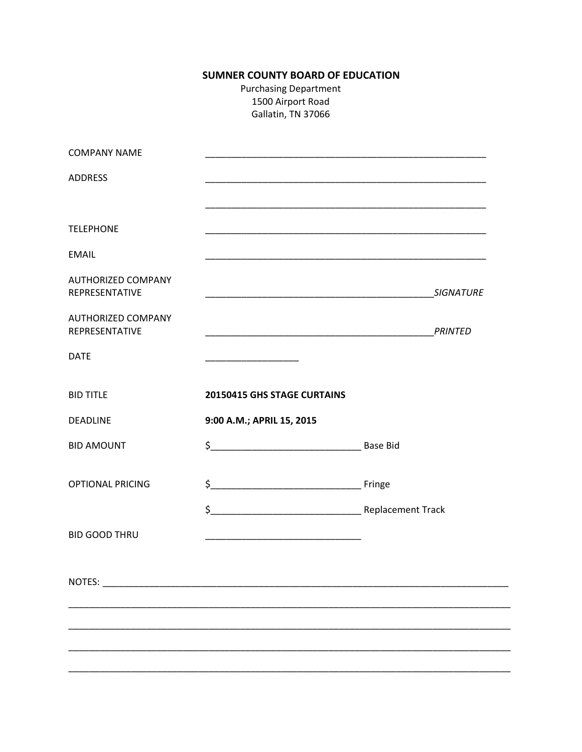**SUMNER COUNTY BOARD OF EDUCATION**

Purchasing Department
1500 Airport Road
Gallatin, TN 37066

COMPANY NAME ________________________________________________________

ADDRESS ________________________________________________________

________________________________________________________

TELEPHONE ________________________________________________________

EMAIL ________________________________________________________

AUTHORIZED COMPANY REPRESENTATIVE ______________________________________________*SIGNATURE*

AUTHORIZED COMPANY REPRESENTATIVE ______________________________________________*PRINTED*

DATE __________________

BID TITLE **20150415 GHS STAGE CURTAINS**

DEADLINE **9:00 A.M.; APRIL 15, 2015**

BID AMOUNT $_____________________________ Base Bid

OPTIONAL PRICING $_____________________________ Fringe

$_____________________________ Replacement Track

BID GOOD THRU ______________________________

NOTES: ________________________________________________________________________________

____________________________________________________________________________________

____________________________________________________________________________________

____________________________________________________________________________________

____________________________________________________________________________________